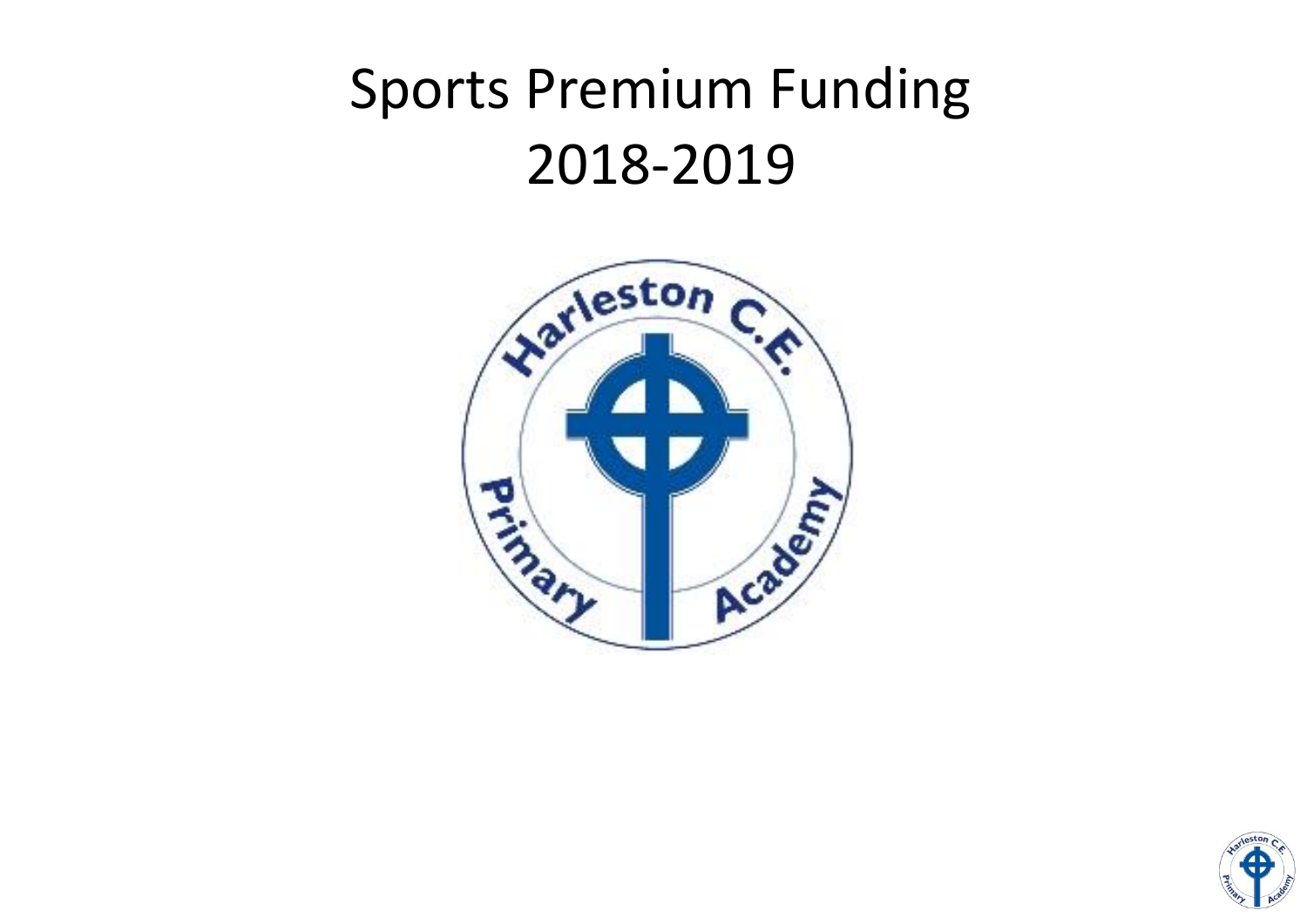# Sports Premium Funding 2018-2019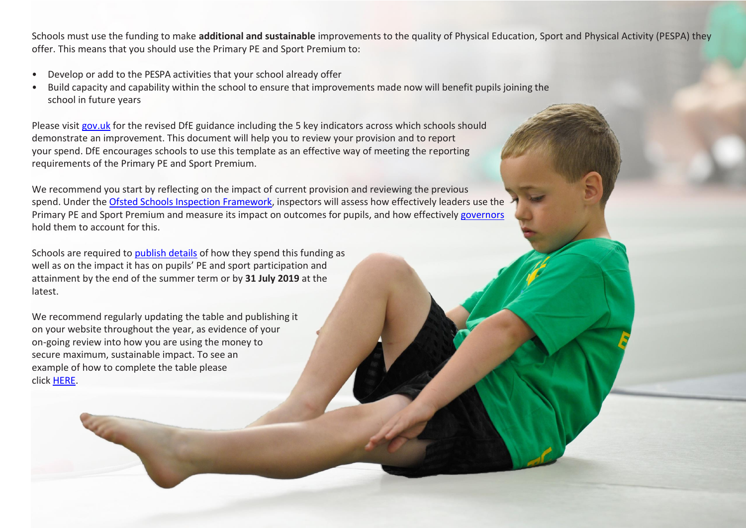Schools must use the funding to make **additional and sustainable** improvements to the quality of Physical Education, Sport and Physical Activity (PESPA) they offer. This means that you should use the Primary PE and Sport Premium to:

- Develop or add to the PESPA activities that your school already offer
- Build capacity and capability within the school to ensure that improvements made now will benefit pupils joining the school in future years

Please visit gov.uk for the revised DfE guidance including the 5 key indicators across which schools should demonstrate an improvement. This document will help you to review your provision and to report your spend. DfE encourages schools to use this template as an effective way of meeting the reporting requirements of the Primary PE and Sport Premium.

We recommend you start by reflecting on the impact of current provision and reviewing the previous spend. Under the Ofsted Schools Inspection Framework, inspectors will assess how effectively leaders use the Primary PE and Sport Premium and measure its impact on outcomes for pupils, and how effectively governors hold them to account for this.

Schools are required to publish details of how they spend this funding as well as on the impact it has on pupils' PE and sport participation and attainment by the end of the summer term or by **31 July 2019** at the latest.

We recommend regularly updating the table and publishing it on your website throughout the year, as evidence of your on-going review into how you are using the money to secure maximum, sustainable impact. To see an example of how to complete the table please click HERE.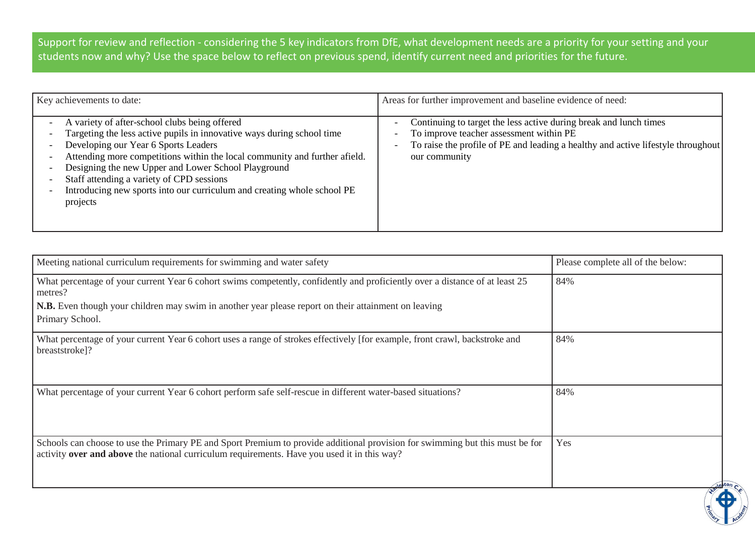Support for review and reflection - considering the 5 key indicators from DfE, what development needs are a priority for your setting and your students now and why? Use the space below to reflect on previous spend, identify current need and priorities for the future.

| Key achievements to date: | Areas for further improvement and baseline evidence of need: |
| --- | --- |
| - A variety of after-school clubs being offered<br>- Targeting the less active pupils in innovative ways during school time<br>- Developing our Year 6 Sports Leaders<br>- Attending more competitions within the local community and further afield.<br>- Designing the new Upper and Lower School Playground<br>- Staff attending a variety of CPD sessions<br>- Introducing new sports into our curriculum and creating whole school PE projects | - Continuing to target the less active during break and lunch times<br>- To improve teacher assessment within PE<br>- To raise the profile of PE and leading a healthy and active lifestyle throughout our community |

| Meeting national curriculum requirements for swimming and water safety | Please complete all of the below: |
| --- | --- |
| What percentage of your current Year 6 cohort swims competently, confidently and proficiently over a distance of at least 25 metres?<br>**N.B.** Even though your children may swim in another year please report on their attainment on leaving Primary School. | 84% |
| What percentage of your current Year 6 cohort uses a range of strokes effectively [for example, front crawl, backstroke and breaststroke]? | 84% |
| What percentage of your current Year 6 cohort perform safe self-rescue in different water-based situations? | 84% |
| Schools can choose to use the Primary PE and Sport Premium to provide additional provision for swimming but this must be for activity **over and above** the national curriculum requirements. Have you used it in this way? | Yes |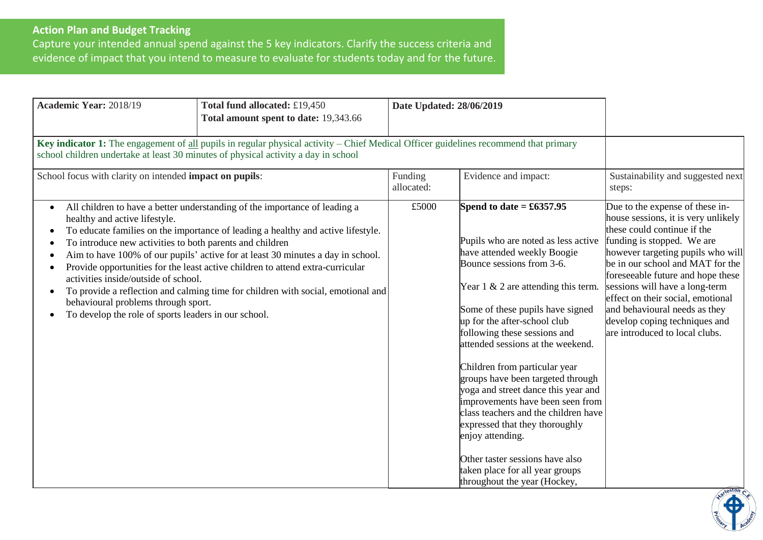**Action Plan and Budget Tracking**

Capture your intended annual spend against the 5 key indicators. Clarify the success criteria and evidence of impact that you intend to measure to evaluate for students today and for the future.

| **Academic Year:** 2018/19 | **Total fund allocated:** £19,450<br>**Total amount spent to date:** 19,343.66 | **Date Updated: 28/06/2019** | | |
|---|---|---|---|---|
| **Key indicator 1:** The engagement of all pupils in regular physical activity – Chief Medical Officer guidelines recommend that primary school children undertake at least 30 minutes of physical activity a day in school | | | | |
| School focus with clarity on intended **impact on pupils**: | | Funding allocated: | Evidence and impact: | Sustainability and suggested next steps: |
| • All children to have a better understanding of the importance of leading a healthy and active lifestyle.<br>• To educate families on the importance of leading a healthy and active lifestyle.<br>• To introduce new activities to both parents and children<br>• Aim to have 100% of our pupils' active for at least 30 minutes a day in school.<br>• Provide opportunities for the least active children to attend extra-curricular activities inside/outside of school.<br>• To provide a reflection and calming time for children with social, emotional and behavioural problems through sport.<br>• To develop the role of sports leaders in our school. | | £5000 | **Spend to date = £6357.95**<br><br>Pupils who are noted as less active have attended weekly Boogie Bounce sessions from 3-6.<br><br>Year 1 & 2 are attending this term.<br><br>Some of these pupils have signed up for the after-school club following these sessions and attended sessions at the weekend.<br><br>Children from particular year groups have been targeted through yoga and street dance this year and improvements have been seen from class teachers and the children have expressed that they thoroughly enjoy attending.<br><br>Other taster sessions have also taken place for all year groups throughout the year (Hockey, | Due to the expense of these in-house sessions, it is very unlikely these could continue if the funding is stopped. We are however targeting pupils who will be in our school and MAT for the foreseeable future and hope these sessions will have a long-term effect on their social, emotional and behavioural needs as they develop coping techniques and are introduced to local clubs. |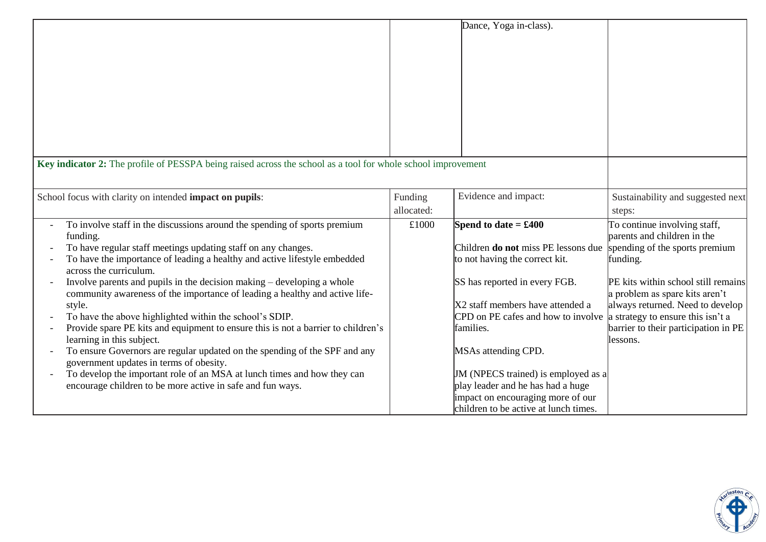| | | Dance, Yoga in-class). | |
|---|---|---|---|

**Key indicator 2:** The profile of PESSPA being raised across the school as a tool for whole school improvement

| School focus with clarity on intended **impact on pupils**: | Funding allocated: | Evidence and impact: | Sustainability and suggested next steps: |
|---|---|---|---|
| - To involve staff in the discussions around the spending of sports premium funding.<br>- To have regular staff meetings updating staff on any changes.<br>- To have the importance of leading a healthy and active lifestyle embedded across the curriculum.<br>- Involve parents and pupils in the decision making – developing a whole community awareness of the importance of leading a healthy and active life-style.<br>- To have the above highlighted within the school's SDIP.<br>- Provide spare PE kits and equipment to ensure this is not a barrier to children's learning in this subject.<br>- To ensure Governors are regular updated on the spending of the SPF and any government updates in terms of obesity.<br>- To develop the important role of an MSA at lunch times and how they can encourage children to be more active in safe and fun ways. | £1000 | **Spend to date = £400**<br><br>Children **do not** miss PE lessons due to not having the correct kit.<br><br>SS has reported in every FGB.<br><br>X2 staff members have attended a CPD on PE cafes and how to involve families.<br><br>MSAs attending CPD.<br><br>JM (NPECS trained) is employed as a play leader and he has had a huge impact on encouraging more of our children to be active at lunch times. | To continue involving staff, parents and children in the spending of the sports premium funding.<br><br>PE kits within school still remains a problem as spare kits aren't always returned. Need to develop a strategy to ensure this isn't a barrier to their participation in PE lessons. |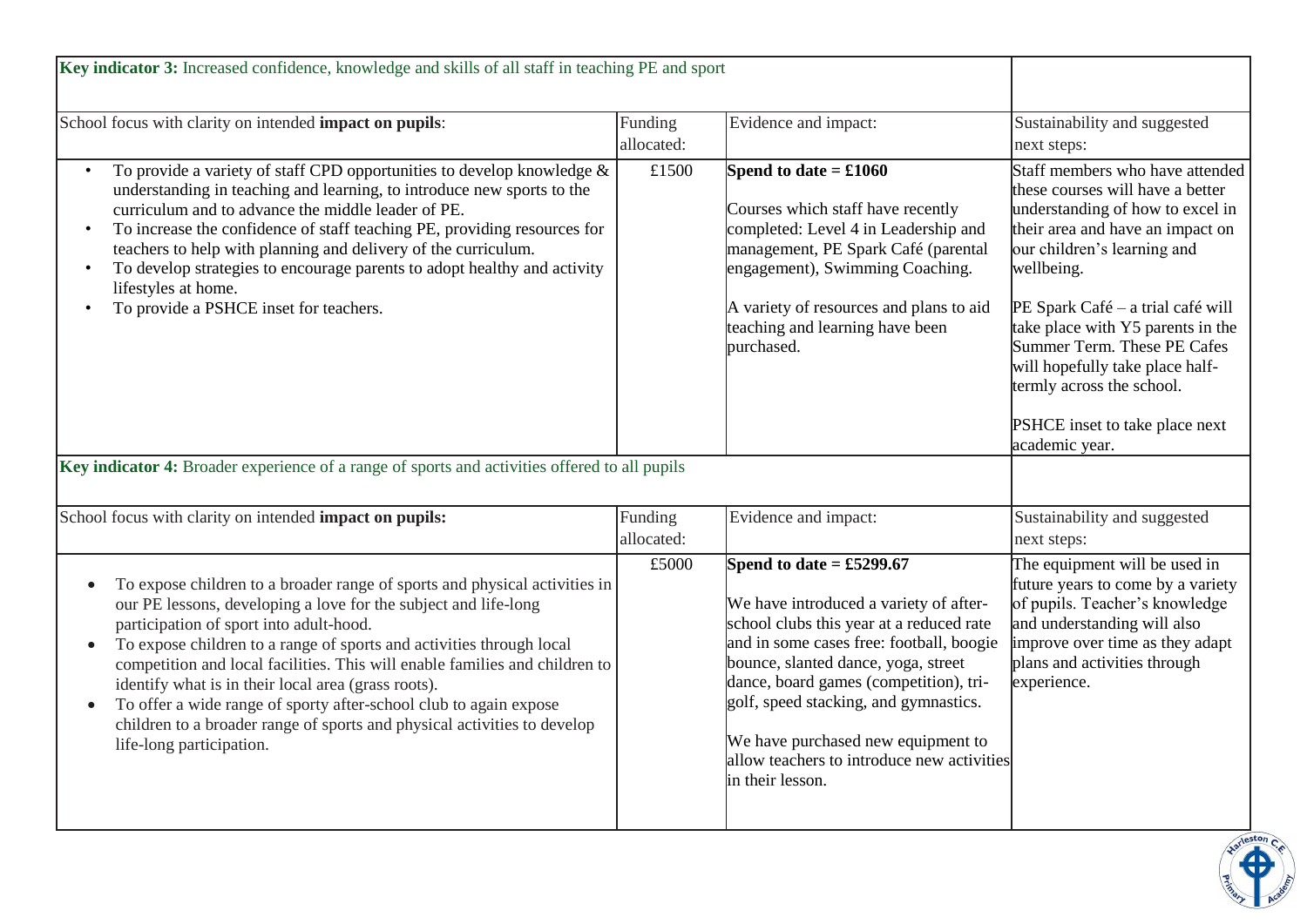| **Key indicator 3:** Increased confidence, knowledge and skills of all staff in teaching PE and sport | | | |
|---|---|---|---|
| School focus with clarity on intended **impact on pupils**: | Funding allocated: | Evidence and impact: | Sustainability and suggested next steps: |
| • To provide a variety of staff CPD opportunities to develop knowledge & understanding in teaching and learning, to introduce new sports to the curriculum and to advance the middle leader of PE.<br>• To increase the confidence of staff teaching PE, providing resources for teachers to help with planning and delivery of the curriculum.<br>• To develop strategies to encourage parents to adopt healthy and activity lifestyles at home.<br>• To provide a PSHCE inset for teachers. | £1500 | **Spend to date = £1060**<br><br>Courses which staff have recently completed: Level 4 in Leadership and management, PE Spark Café (parental engagement), Swimming Coaching.<br><br>A variety of resources and plans to aid teaching and learning have been purchased. | Staff members who have attended these courses will have a better understanding of how to excel in their area and have an impact on our children's learning and wellbeing.<br><br>PE Spark Café – a trial café will take place with Y5 parents in the Summer Term. These PE Cafes will hopefully take place half-termly across the school.<br><br>PSHCE inset to take place next academic year. |

| **Key indicator 4:** Broader experience of a range of sports and activities offered to all pupils | | | |
|---|---|---|---|
| School focus with clarity on intended **impact on pupils:** | Funding allocated: | Evidence and impact: | Sustainability and suggested next steps: |
| • To expose children to a broader range of sports and physical activities in our PE lessons, developing a love for the subject and life-long participation of sport into adult-hood.<br>• To expose children to a range of sports and activities through local competition and local facilities. This will enable families and children to identify what is in their local area (grass roots).<br>• To offer a wide range of sporty after-school club to again expose children to a broader range of sports and physical activities to develop life-long participation. | £5000 | **Spend to date = £5299.67**<br><br>We have introduced a variety of after-school clubs this year at a reduced rate and in some cases free: football, boogie bounce, slanted dance, yoga, street dance, board games (competition), tri-golf, speed stacking, and gymnastics.<br><br>We have purchased new equipment to allow teachers to introduce new activities in their lesson. | The equipment will be used in future years to come by a variety of pupils. Teacher's knowledge and understanding will also improve over time as they adapt plans and activities through experience. |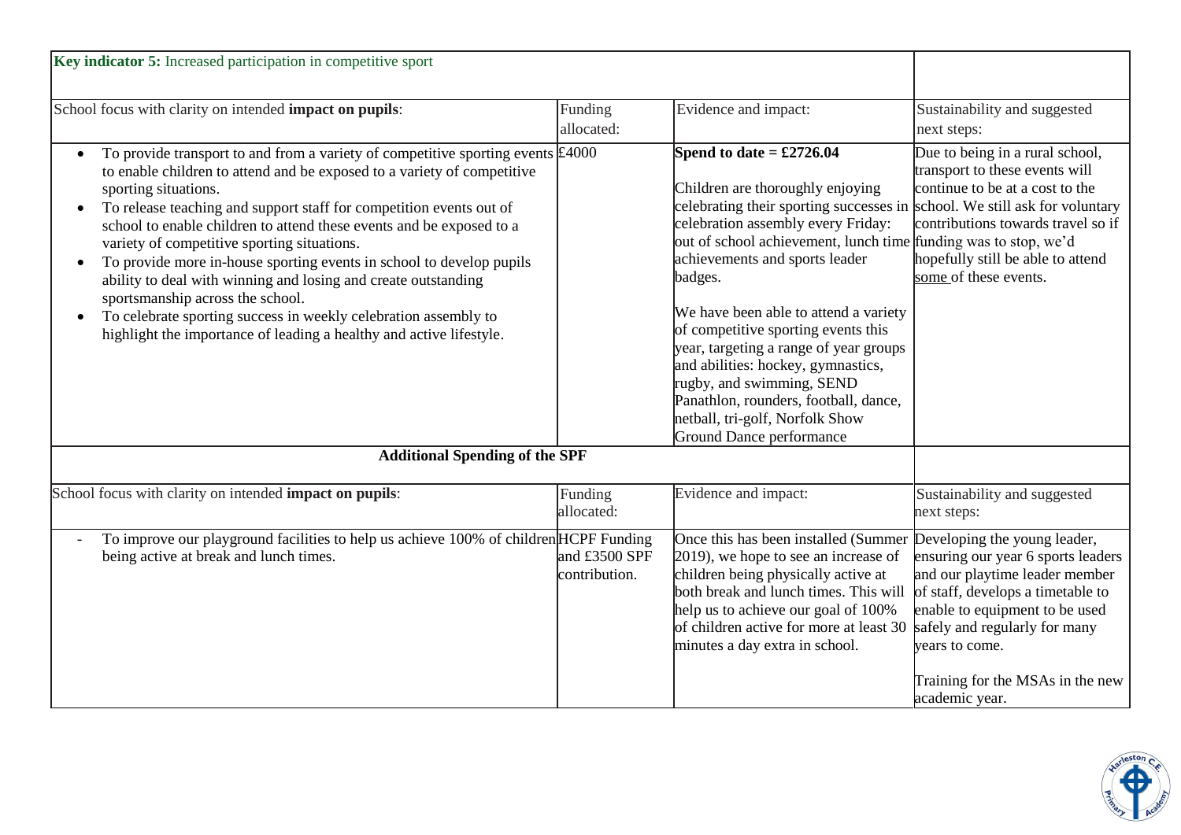| **Key indicator 5:** Increased participation in competitive sport | | | |
|---|---|---|---|
| School focus with clarity on intended **impact on pupils**: | Funding allocated: | Evidence and impact: | Sustainability and suggested next steps: |
| <ul><li>To provide transport to and from a variety of competitive sporting events to enable children to attend and be exposed to a variety of competitive sporting situations.</li><li>To release teaching and support staff for competition events out of school to enable children to attend these events and be exposed to a variety of competitive sporting situations.</li><li>To provide more in-house sporting events in school to develop pupils ability to deal with winning and losing and create outstanding sportsmanship across the school.</li><li>To celebrate sporting success in weekly celebration assembly to highlight the importance of leading a healthy and active lifestyle.</li></ul> | £4000 | **Spend to date = £2726.04**<br><br>Children are thoroughly enjoying celebrating their sporting successes in celebration assembly every Friday: out of school achievement, lunch time achievements and sports leader badges.<br><br>We have been able to attend a variety of competitive sporting events this year, targeting a range of year groups and abilities: hockey, gymnastics, rugby, and swimming, SEND Panathlon, rounders, football, dance, netball, tri-golf, Norfolk Show Ground Dance performance | Due to being in a rural school, transport to these events will continue to be at a cost to the school. We still ask for voluntary contributions towards travel so if funding was to stop, we'd hopefully still be able to attend some of these events. |
| **Additional Spending of the SPF** | | | |
| School focus with clarity on intended **impact on pupils**: | Funding allocated: | Evidence and impact: | Sustainability and suggested next steps: |
| - To improve our playground facilities to help us achieve 100% of children being active at break and lunch times. | HCPF Funding and £3500 SPF contribution. | Once this has been installed (Summer 2019), we hope to see an increase of children being physically active at both break and lunch times. This will help us to achieve our goal of 100% of children active for more at least 30 minutes a day extra in school. | Developing the young leader, ensuring our year 6 sports leaders and our playtime leader member of staff, develops a timetable to enable to equipment to be used safely and regularly for many years to come.<br><br>Training for the MSAs in the new academic year. |